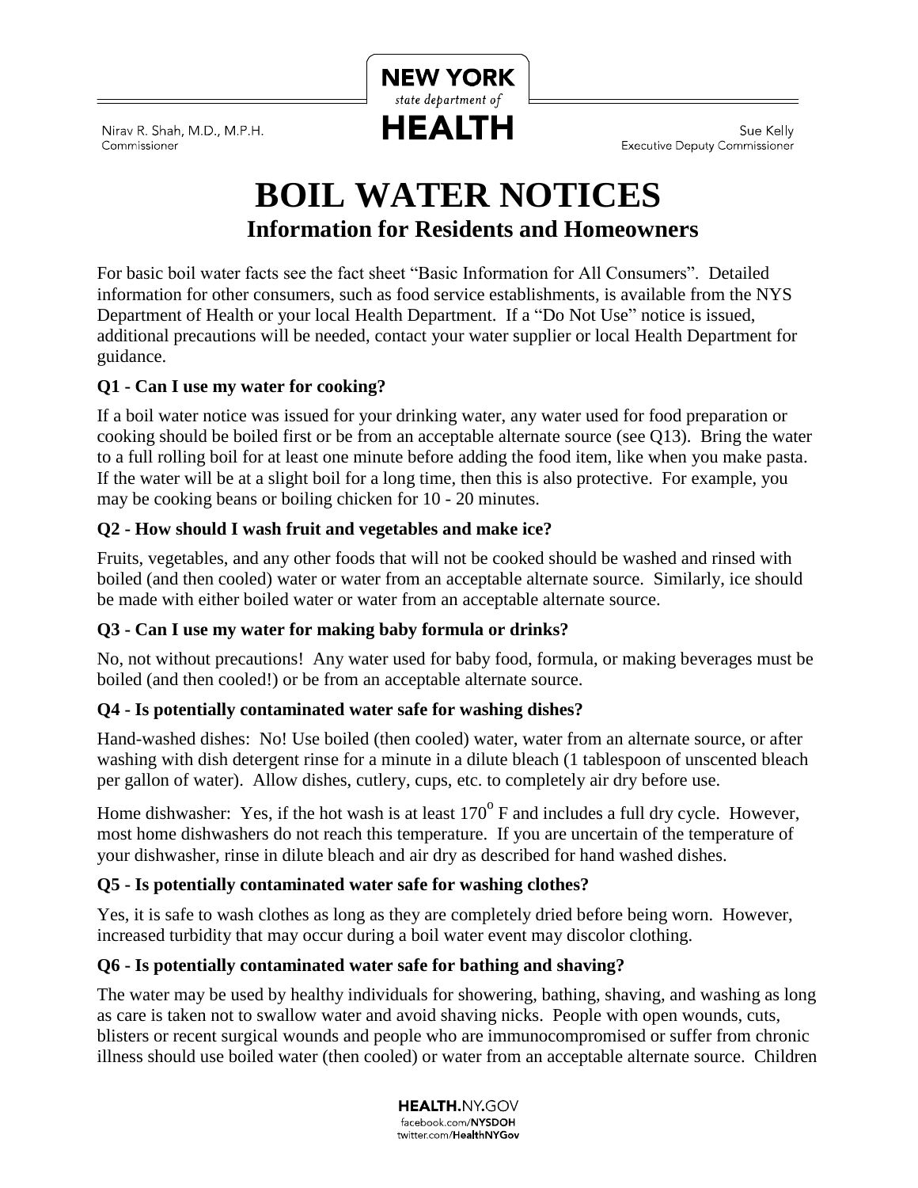Nirav R. Shah, M.D., M.P.H.
Commissioner

NEW YORK state department of HEALTH

Sue Kelly
Executive Deputy Commissioner

# BOIL WATER NOTICES

## Information for Residents and Homeowners

For basic boil water facts see the fact sheet "Basic Information for All Consumers". Detailed information for other consumers, such as food service establishments, is available from the NYS Department of Health or your local Health Department. If a "Do Not Use" notice is issued, additional precautions will be needed, contact your water supplier or local Health Department for guidance.

### Q1 - Can I use my water for cooking?

If a boil water notice was issued for your drinking water, any water used for food preparation or cooking should be boiled first or be from an acceptable alternate source (see Q13). Bring the water to a full rolling boil for at least one minute before adding the food item, like when you make pasta. If the water will be at a slight boil for a long time, then this is also protective. For example, you may be cooking beans or boiling chicken for 10 - 20 minutes.

### Q2 - How should I wash fruit and vegetables and make ice?

Fruits, vegetables, and any other foods that will not be cooked should be washed and rinsed with boiled (and then cooled) water or water from an acceptable alternate source. Similarly, ice should be made with either boiled water or water from an acceptable alternate source.

### Q3 - Can I use my water for making baby formula or drinks?

No, not without precautions! Any water used for baby food, formula, or making beverages must be boiled (and then cooled!) or be from an acceptable alternate source.

### Q4 - Is potentially contaminated water safe for washing dishes?

Hand-washed dishes: No! Use boiled (then cooled) water, water from an alternate source, or after washing with dish detergent rinse for a minute in a dilute bleach (1 tablespoon of unscented bleach per gallon of water). Allow dishes, cutlery, cups, etc. to completely air dry before use.

Home dishwasher: Yes, if the hot wash is at least $170^{o}$ F and includes a full dry cycle. However, most home dishwashers do not reach this temperature. If you are uncertain of the temperature of your dishwasher, rinse in dilute bleach and air dry as described for hand washed dishes.

### Q5 - Is potentially contaminated water safe for washing clothes?

Yes, it is safe to wash clothes as long as they are completely dried before being worn. However, increased turbidity that may occur during a boil water event may discolor clothing.

### Q6 - Is potentially contaminated water safe for bathing and shaving?

The water may be used by healthy individuals for showering, bathing, shaving, and washing as long as care is taken not to swallow water and avoid shaving nicks. People with open wounds, cuts, blisters or recent surgical wounds and people who are immunocompromised or suffer from chronic illness should use boiled water (then cooled) or water from an acceptable alternate source. Children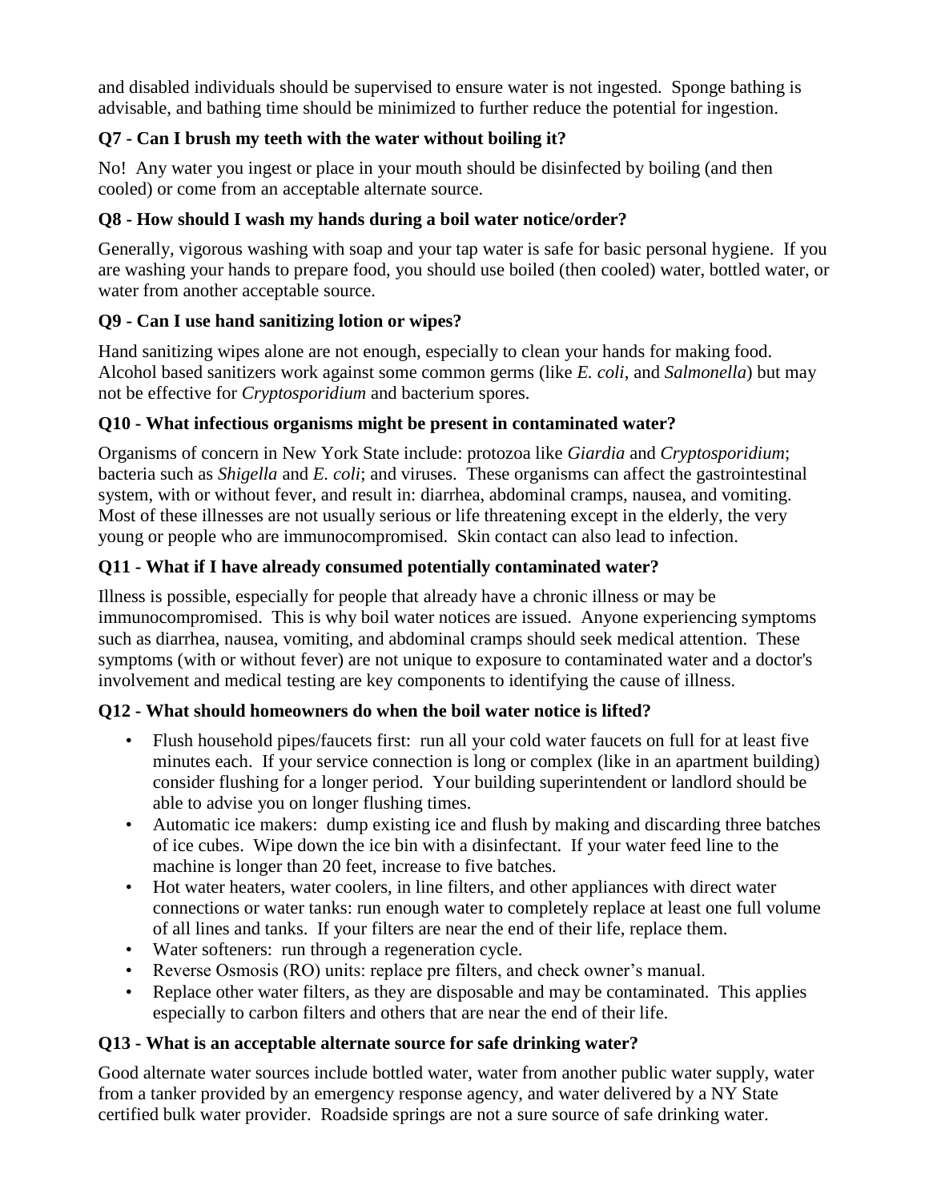and disabled individuals should be supervised to ensure water is not ingested. Sponge bathing is advisable, and bathing time should be minimized to further reduce the potential for ingestion.

### Q7 - Can I brush my teeth with the water without boiling it?

No! Any water you ingest or place in your mouth should be disinfected by boiling (and then cooled) or come from an acceptable alternate source.

### Q8 - How should I wash my hands during a boil water notice/order?

Generally, vigorous washing with soap and your tap water is safe for basic personal hygiene. If you are washing your hands to prepare food, you should use boiled (then cooled) water, bottled water, or water from another acceptable source.

### Q9 - Can I use hand sanitizing lotion or wipes?

Hand sanitizing wipes alone are not enough, especially to clean your hands for making food. Alcohol based sanitizers work against some common germs (like *E. coli*, and *Salmonella*) but may not be effective for *Cryptosporidium* and bacterium spores.

### Q10 - What infectious organisms might be present in contaminated water?

Organisms of concern in New York State include: protozoa like *Giardia* and *Cryptosporidium*; bacteria such as *Shigella* and *E. coli*; and viruses. These organisms can affect the gastrointestinal system, with or without fever, and result in: diarrhea, abdominal cramps, nausea, and vomiting. Most of these illnesses are not usually serious or life threatening except in the elderly, the very young or people who are immunocompromised. Skin contact can also lead to infection.

### Q11 - What if I have already consumed potentially contaminated water?

Illness is possible, especially for people that already have a chronic illness or may be immunocompromised. This is why boil water notices are issued. Anyone experiencing symptoms such as diarrhea, nausea, vomiting, and abdominal cramps should seek medical attention. These symptoms (with or without fever) are not unique to exposure to contaminated water and a doctor's involvement and medical testing are key components to identifying the cause of illness.

### Q12 - What should homeowners do when the boil water notice is lifted?

- Flush household pipes/faucets first: run all your cold water faucets on full for at least five minutes each. If your service connection is long or complex (like in an apartment building) consider flushing for a longer period. Your building superintendent or landlord should be able to advise you on longer flushing times.
- Automatic ice makers: dump existing ice and flush by making and discarding three batches of ice cubes. Wipe down the ice bin with a disinfectant. If your water feed line to the machine is longer than 20 feet, increase to five batches.
- Hot water heaters, water coolers, in line filters, and other appliances with direct water connections or water tanks: run enough water to completely replace at least one full volume of all lines and tanks. If your filters are near the end of their life, replace them.
- Water softeners: run through a regeneration cycle.
- Reverse Osmosis (RO) units: replace pre filters, and check owner's manual.
- Replace other water filters, as they are disposable and may be contaminated. This applies especially to carbon filters and others that are near the end of their life.

### Q13 - What is an acceptable alternate source for safe drinking water?

Good alternate water sources include bottled water, water from another public water supply, water from a tanker provided by an emergency response agency, and water delivered by a NY State certified bulk water provider. Roadside springs are not a sure source of safe drinking water.